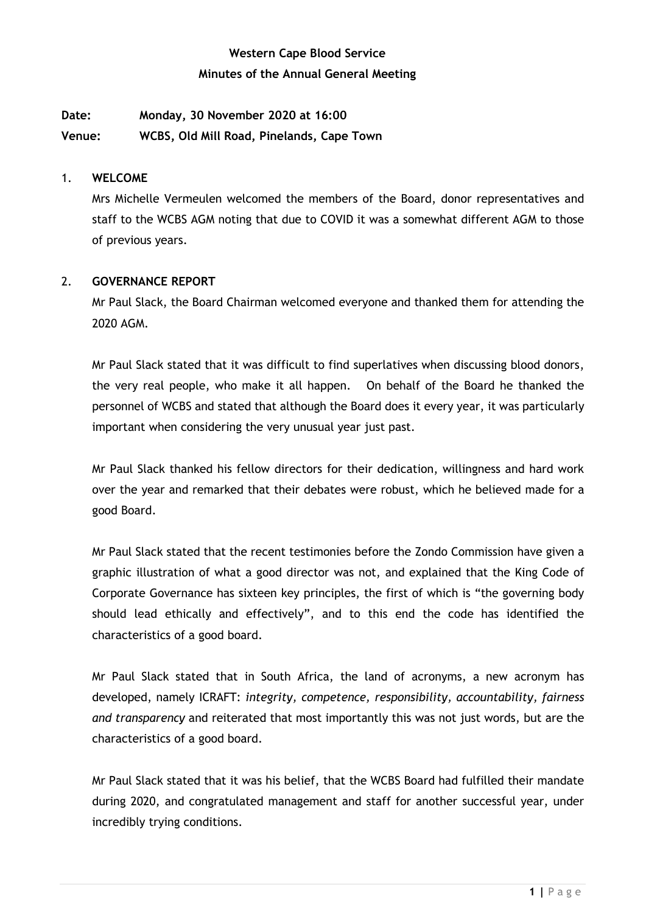# Western Cape Blood Service

## Minutes of the Annual General Meeting

**Date:** Monday, 30 November 2020 at 16:00

**Venue:** WCBS, Old Mill Road, Pinelands, Cape Town

### 1. WELCOME

Mrs Michelle Vermeulen welcomed the members of the Board, donor representatives and staff to the WCBS AGM noting that due to COVID it was a somewhat different AGM to those of previous years.

### 2. GOVERNANCE REPORT

Mr Paul Slack, the Board Chairman welcomed everyone and thanked them for attending the 2020 AGM.

Mr Paul Slack stated that it was difficult to find superlatives when discussing blood donors, the very real people, who make it all happen. On behalf of the Board he thanked the personnel of WCBS and stated that although the Board does it every year, it was particularly important when considering the very unusual year just past.

Mr Paul Slack thanked his fellow directors for their dedication, willingness and hard work over the year and remarked that their debates were robust, which he believed made for a good Board.

Mr Paul Slack stated that the recent testimonies before the Zondo Commission have given a graphic illustration of what a good director was not, and explained that the King Code of Corporate Governance has sixteen key principles, the first of which is "the governing body should lead ethically and effectively", and to this end the code has identified the characteristics of a good board.

Mr Paul Slack stated that in South Africa, the land of acronyms, a new acronym has developed, namely ICRAFT: *integrity, competence, responsibility, accountability, fairness and transparency* and reiterated that most importantly this was not just words, but are the characteristics of a good board.

Mr Paul Slack stated that it was his belief, that the WCBS Board had fulfilled their mandate during 2020, and congratulated management and staff for another successful year, under incredibly trying conditions.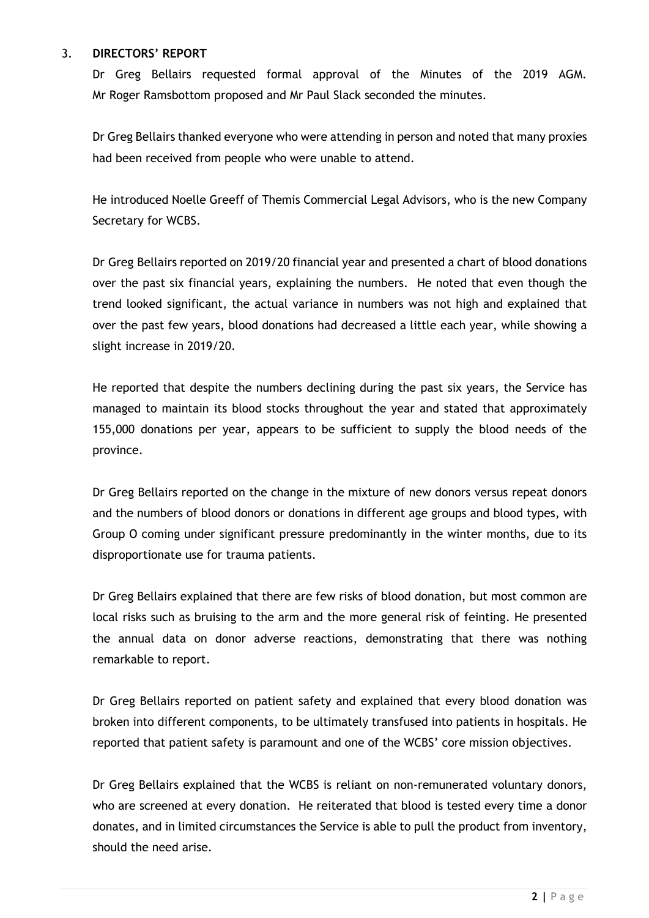## 3. DIRECTORS' REPORT

Dr Greg Bellairs requested formal approval of the Minutes of the 2019 AGM. Mr Roger Ramsbottom proposed and Mr Paul Slack seconded the minutes.

Dr Greg Bellairs thanked everyone who were attending in person and noted that many proxies had been received from people who were unable to attend.

He introduced Noelle Greeff of Themis Commercial Legal Advisors, who is the new Company Secretary for WCBS.

Dr Greg Bellairs reported on 2019/20 financial year and presented a chart of blood donations over the past six financial years, explaining the numbers. He noted that even though the trend looked significant, the actual variance in numbers was not high and explained that over the past few years, blood donations had decreased a little each year, while showing a slight increase in 2019/20.

He reported that despite the numbers declining during the past six years, the Service has managed to maintain its blood stocks throughout the year and stated that approximately 155,000 donations per year, appears to be sufficient to supply the blood needs of the province.

Dr Greg Bellairs reported on the change in the mixture of new donors versus repeat donors and the numbers of blood donors or donations in different age groups and blood types, with Group O coming under significant pressure predominantly in the winter months, due to its disproportionate use for trauma patients.

Dr Greg Bellairs explained that there are few risks of blood donation, but most common are local risks such as bruising to the arm and the more general risk of feinting. He presented the annual data on donor adverse reactions, demonstrating that there was nothing remarkable to report.

Dr Greg Bellairs reported on patient safety and explained that every blood donation was broken into different components, to be ultimately transfused into patients in hospitals. He reported that patient safety is paramount and one of the WCBS' core mission objectives.

Dr Greg Bellairs explained that the WCBS is reliant on non-remunerated voluntary donors, who are screened at every donation. He reiterated that blood is tested every time a donor donates, and in limited circumstances the Service is able to pull the product from inventory, should the need arise.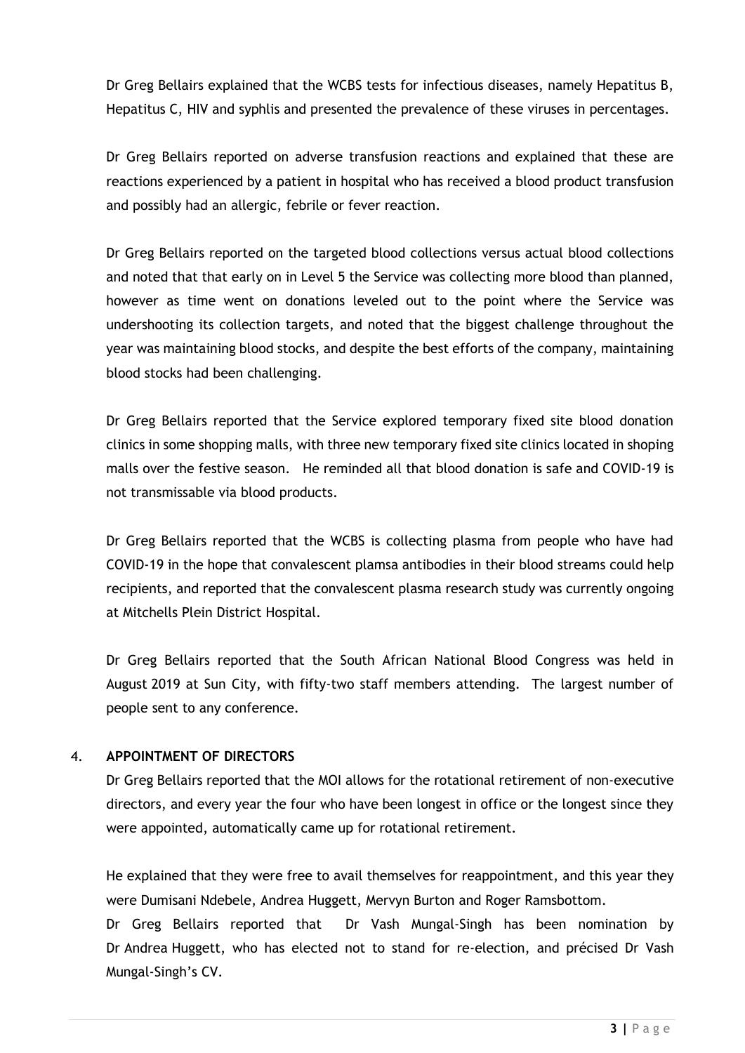Dr Greg Bellairs explained that the WCBS tests for infectious diseases, namely Hepatitus B, Hepatitus C, HIV and syphlis and presented the prevalence of these viruses in percentages.

Dr Greg Bellairs reported on adverse transfusion reactions and explained that these are reactions experienced by a patient in hospital who has received a blood product transfusion and possibly had an allergic, febrile or fever reaction.

Dr Greg Bellairs reported on the targeted blood collections versus actual blood collections and noted that that early on in Level 5 the Service was collecting more blood than planned, however as time went on donations leveled out to the point where the Service was undershooting its collection targets, and noted that the biggest challenge throughout the year was maintaining blood stocks, and despite the best efforts of the company, maintaining blood stocks had been challenging.

Dr Greg Bellairs reported that the Service explored temporary fixed site blood donation clinics in some shopping malls, with three new temporary fixed site clinics located in shoping malls over the festive season. He reminded all that blood donation is safe and COVID-19 is not transmissable via blood products.

Dr Greg Bellairs reported that the WCBS is collecting plasma from people who have had COVID-19 in the hope that convalescent plamsa antibodies in their blood streams could help recipients, and reported that the convalescent plasma research study was currently ongoing at Mitchells Plein District Hospital.

Dr Greg Bellairs reported that the South African National Blood Congress was held in August 2019 at Sun City, with fifty-two staff members attending. The largest number of people sent to any conference.

4. **APPOINTMENT OF DIRECTORS**

Dr Greg Bellairs reported that the MOI allows for the rotational retirement of non-executive directors, and every year the four who have been longest in office or the longest since they were appointed, automatically came up for rotational retirement.

He explained that they were free to avail themselves for reappointment, and this year they were Dumisani Ndebele, Andrea Huggett, Mervyn Burton and Roger Ramsbottom.
Dr Greg Bellairs reported that Dr Vash Mungal-Singh has been nomination by Dr Andrea Huggett, who has elected not to stand for re-election, and précised Dr Vash Mungal-Singh's CV.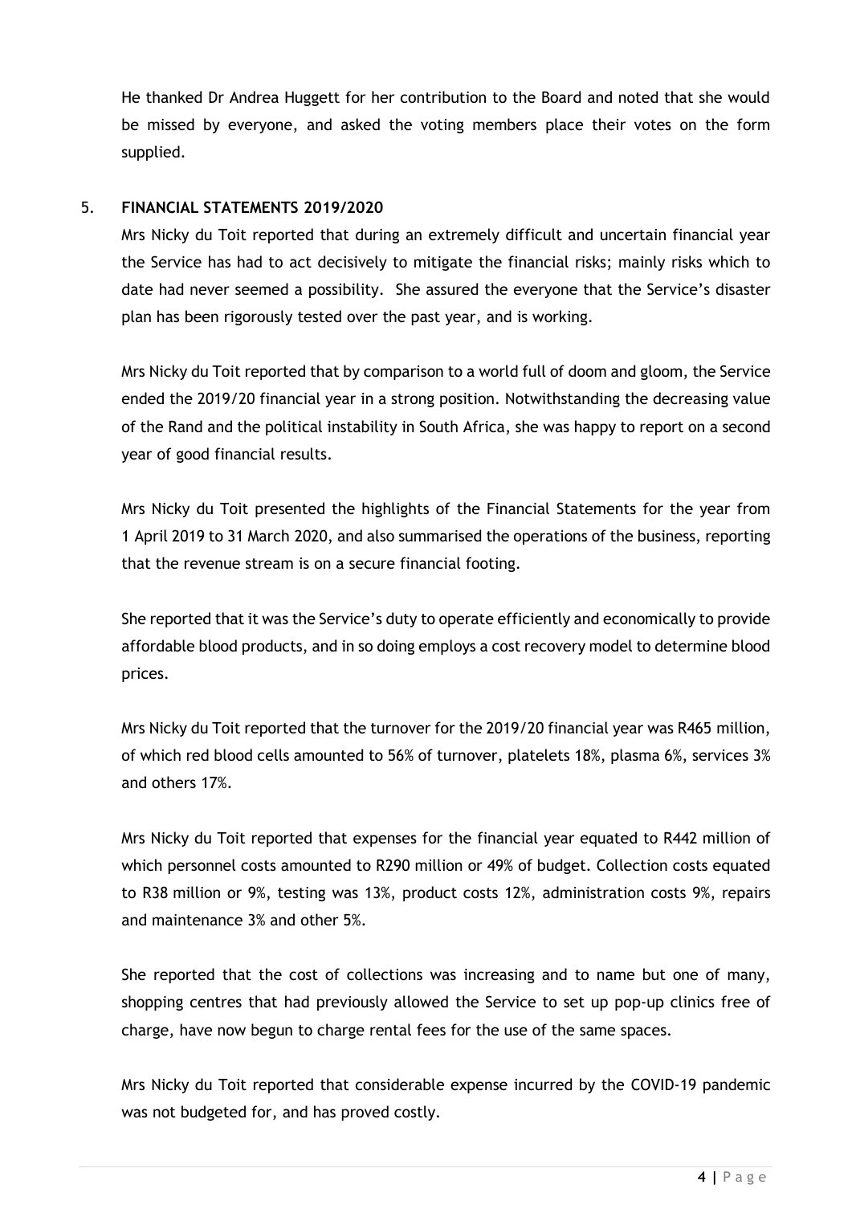He thanked Dr Andrea Huggett for her contribution to the Board and noted that she would be missed by everyone, and asked the voting members place their votes on the form supplied.

5. **FINANCIAL STATEMENTS 2019/2020**

Mrs Nicky du Toit reported that during an extremely difficult and uncertain financial year the Service has had to act decisively to mitigate the financial risks; mainly risks which to date had never seemed a possibility. She assured the everyone that the Service's disaster plan has been rigorously tested over the past year, and is working.

Mrs Nicky du Toit reported that by comparison to a world full of doom and gloom, the Service ended the 2019/20 financial year in a strong position. Notwithstanding the decreasing value of the Rand and the political instability in South Africa, she was happy to report on a second year of good financial results.

Mrs Nicky du Toit presented the highlights of the Financial Statements for the year from 1 April 2019 to 31 March 2020, and also summarised the operations of the business, reporting that the revenue stream is on a secure financial footing.

She reported that it was the Service's duty to operate efficiently and economically to provide affordable blood products, and in so doing employs a cost recovery model to determine blood prices.

Mrs Nicky du Toit reported that the turnover for the 2019/20 financial year was R465 million, of which red blood cells amounted to 56% of turnover, platelets 18%, plasma 6%, services 3% and others 17%.

Mrs Nicky du Toit reported that expenses for the financial year equated to R442 million of which personnel costs amounted to R290 million or 49% of budget. Collection costs equated to R38 million or 9%, testing was 13%, product costs 12%, administration costs 9%, repairs and maintenance 3% and other 5%.

She reported that the cost of collections was increasing and to name but one of many, shopping centres that had previously allowed the Service to set up pop-up clinics free of charge, have now begun to charge rental fees for the use of the same spaces.

Mrs Nicky du Toit reported that considerable expense incurred by the COVID-19 pandemic was not budgeted for, and has proved costly.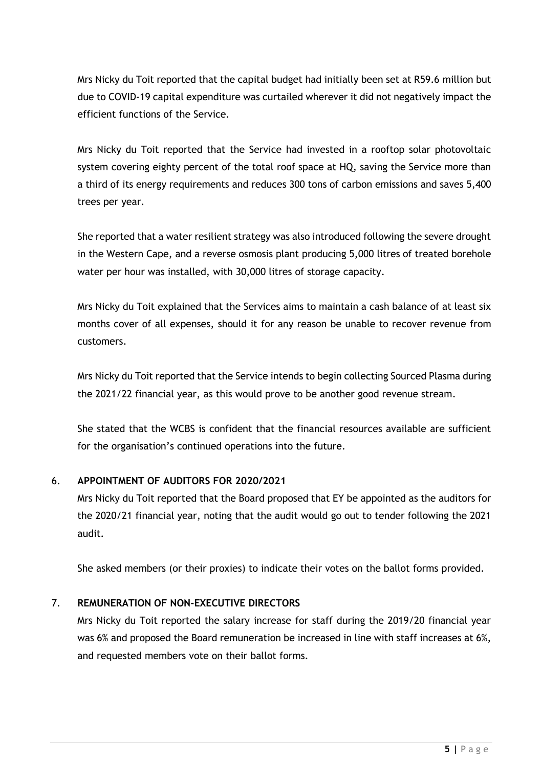Mrs Nicky du Toit reported that the capital budget had initially been set at R59.6 million but due to COVID-19 capital expenditure was curtailed wherever it did not negatively impact the efficient functions of the Service.

Mrs Nicky du Toit reported that the Service had invested in a rooftop solar photovoltaic system covering eighty percent of the total roof space at HQ, saving the Service more than a third of its energy requirements and reduces 300 tons of carbon emissions and saves 5,400 trees per year.

She reported that a water resilient strategy was also introduced following the severe drought in the Western Cape, and a reverse osmosis plant producing 5,000 litres of treated borehole water per hour was installed, with 30,000 litres of storage capacity.

Mrs Nicky du Toit explained that the Services aims to maintain a cash balance of at least six months cover of all expenses, should it for any reason be unable to recover revenue from customers.

Mrs Nicky du Toit reported that the Service intends to begin collecting Sourced Plasma during the 2021/22 financial year, as this would prove to be another good revenue stream.

She stated that the WCBS is confident that the financial resources available are sufficient for the organisation's continued operations into the future.

## 6. APPOINTMENT OF AUDITORS FOR 2020/2021

Mrs Nicky du Toit reported that the Board proposed that EY be appointed as the auditors for the 2020/21 financial year, noting that the audit would go out to tender following the 2021 audit.

She asked members (or their proxies) to indicate their votes on the ballot forms provided.

## 7. REMUNERATION OF NON-EXECUTIVE DIRECTORS

Mrs Nicky du Toit reported the salary increase for staff during the 2019/20 financial year was 6% and proposed the Board remuneration be increased in line with staff increases at 6%, and requested members vote on their ballot forms.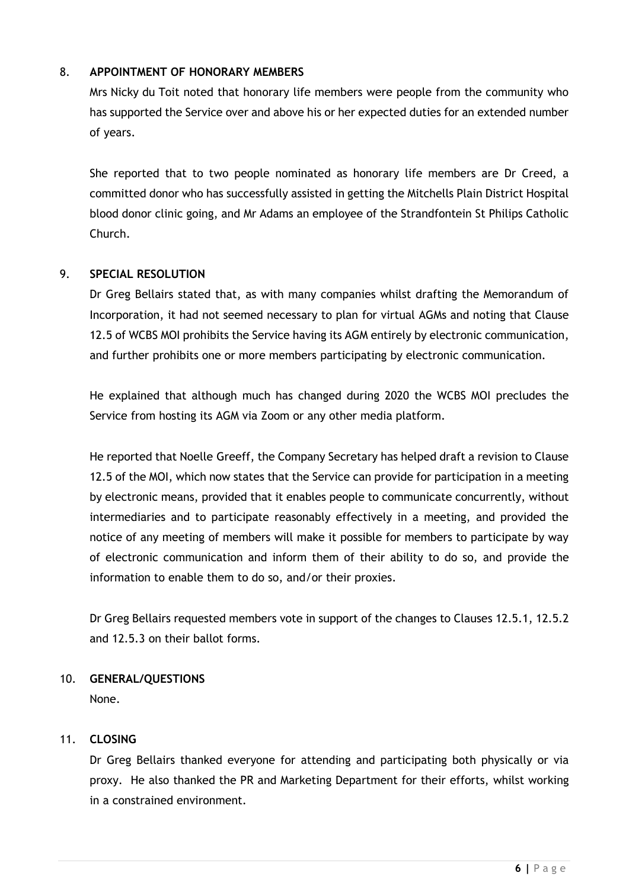## 8. APPOINTMENT OF HONORARY MEMBERS

Mrs Nicky du Toit noted that honorary life members were people from the community who has supported the Service over and above his or her expected duties for an extended number of years.

She reported that to two people nominated as honorary life members are Dr Creed, a committed donor who has successfully assisted in getting the Mitchells Plain District Hospital blood donor clinic going, and Mr Adams an employee of the Strandfontein St Philips Catholic Church.

## 9. SPECIAL RESOLUTION

Dr Greg Bellairs stated that, as with many companies whilst drafting the Memorandum of Incorporation, it had not seemed necessary to plan for virtual AGMs and noting that Clause 12.5 of WCBS MOI prohibits the Service having its AGM entirely by electronic communication, and further prohibits one or more members participating by electronic communication.

He explained that although much has changed during 2020 the WCBS MOI precludes the Service from hosting its AGM via Zoom or any other media platform.

He reported that Noelle Greeff, the Company Secretary has helped draft a revision to Clause 12.5 of the MOI, which now states that the Service can provide for participation in a meeting by electronic means, provided that it enables people to communicate concurrently, without intermediaries and to participate reasonably effectively in a meeting, and provided the notice of any meeting of members will make it possible for members to participate by way of electronic communication and inform them of their ability to do so, and provide the information to enable them to do so, and/or their proxies.

Dr Greg Bellairs requested members vote in support of the changes to Clauses 12.5.1, 12.5.2 and 12.5.3 on their ballot forms.

## 10. GENERAL/QUESTIONS

None.

## 11. CLOSING

Dr Greg Bellairs thanked everyone for attending and participating both physically or via proxy. He also thanked the PR and Marketing Department for their efforts, whilst working in a constrained environment.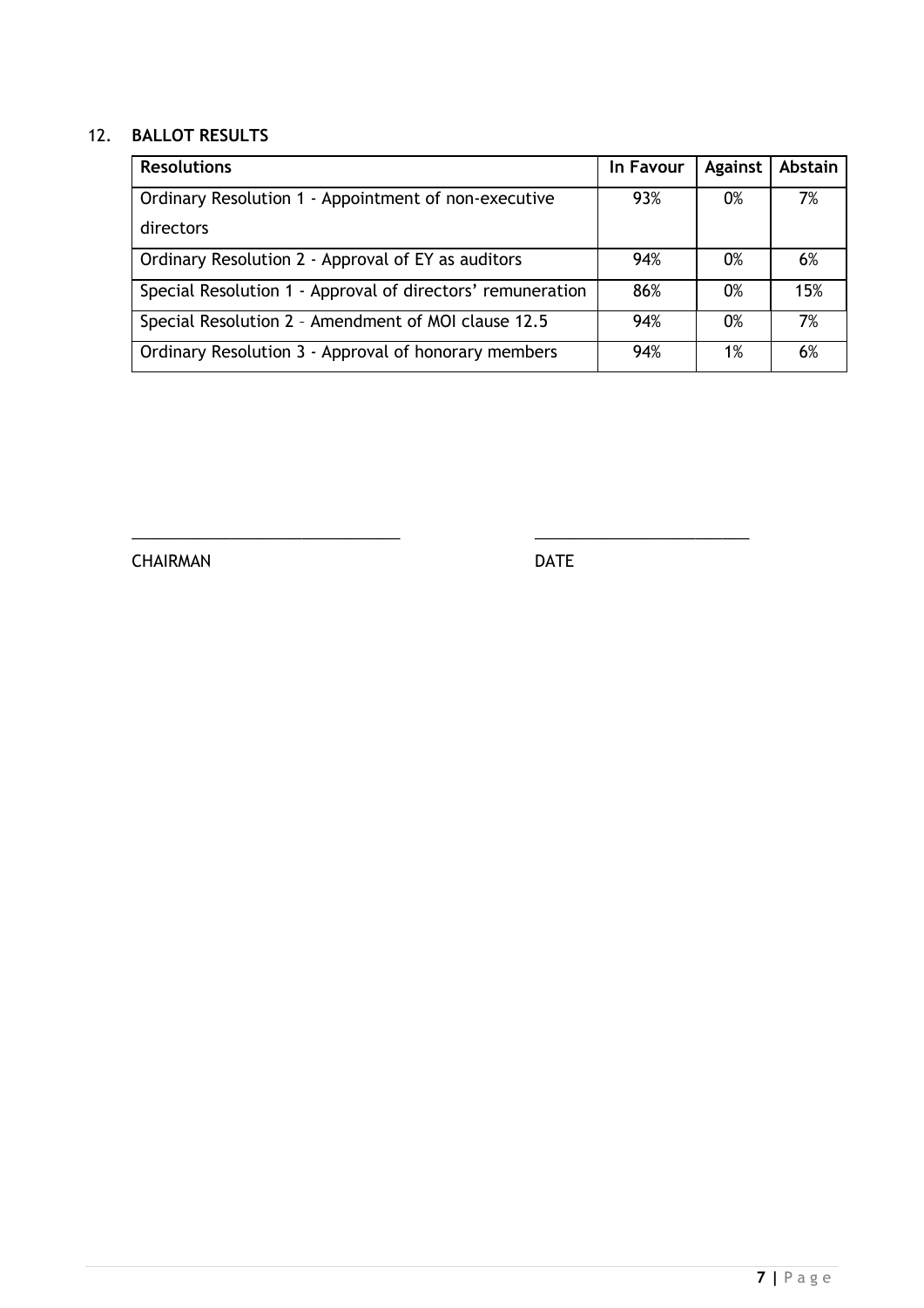## 12. BALLOT RESULTS

| Resolutions | In Favour | Against | Abstain |
|---|---|---|---|
| Ordinary Resolution 1 - Appointment of non-executive directors | 93% | 0% | 7% |
| Ordinary Resolution 2 - Approval of EY as auditors | 94% | 0% | 6% |
| Special Resolution 1 - Approval of directors' remuneration | 86% | 0% | 15% |
| Special Resolution 2 – Amendment of MOI clause 12.5 | 94% | 0% | 7% |
| Ordinary Resolution 3 - Approval of honorary members | 94% | 1% | 6% |

_______________________________ _________________________

CHAIRMAN DATE